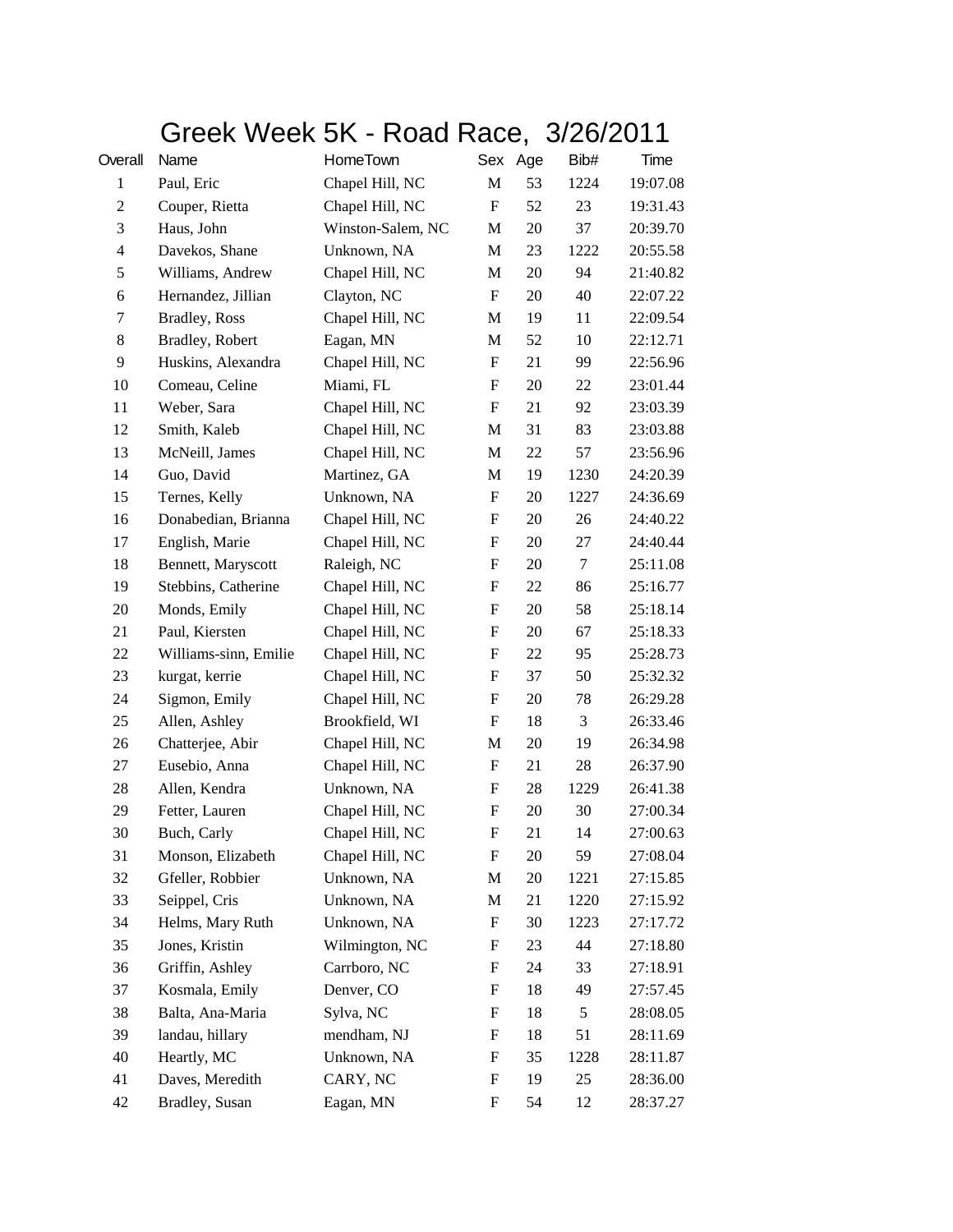# Greek Week 5K - Road Race, 3/26/2011

| Overall | Name | HomeTown | Sex | Age | Bib# | Time |
|---|---|---|---|---|---|---|
| 1 | Paul, Eric | Chapel Hill, NC | M | 53 | 1224 | 19:07.08 |
| 2 | Couper, Rietta | Chapel Hill, NC | F | 52 | 23 | 19:31.43 |
| 3 | Haus, John | Winston-Salem, NC | M | 20 | 37 | 20:39.70 |
| 4 | Davekos, Shane | Unknown, NA | M | 23 | 1222 | 20:55.58 |
| 5 | Williams, Andrew | Chapel Hill, NC | M | 20 | 94 | 21:40.82 |
| 6 | Hernandez, Jillian | Clayton, NC | F | 20 | 40 | 22:07.22 |
| 7 | Bradley, Ross | Chapel Hill, NC | M | 19 | 11 | 22:09.54 |
| 8 | Bradley, Robert | Eagan, MN | M | 52 | 10 | 22:12.71 |
| 9 | Huskins, Alexandra | Chapel Hill, NC | F | 21 | 99 | 22:56.96 |
| 10 | Comeau, Celine | Miami, FL | F | 20 | 22 | 23:01.44 |
| 11 | Weber, Sara | Chapel Hill, NC | F | 21 | 92 | 23:03.39 |
| 12 | Smith, Kaleb | Chapel Hill, NC | M | 31 | 83 | 23:03.88 |
| 13 | McNeill, James | Chapel Hill, NC | M | 22 | 57 | 23:56.96 |
| 14 | Guo, David | Martinez, GA | M | 19 | 1230 | 24:20.39 |
| 15 | Ternes, Kelly | Unknown, NA | F | 20 | 1227 | 24:36.69 |
| 16 | Donabedian, Brianna | Chapel Hill, NC | F | 20 | 26 | 24:40.22 |
| 17 | English, Marie | Chapel Hill, NC | F | 20 | 27 | 24:40.44 |
| 18 | Bennett, Maryscott | Raleigh, NC | F | 20 | 7 | 25:11.08 |
| 19 | Stebbins, Catherine | Chapel Hill, NC | F | 22 | 86 | 25:16.77 |
| 20 | Monds, Emily | Chapel Hill, NC | F | 20 | 58 | 25:18.14 |
| 21 | Paul, Kiersten | Chapel Hill, NC | F | 20 | 67 | 25:18.33 |
| 22 | Williams-sinn, Emilie | Chapel Hill, NC | F | 22 | 95 | 25:28.73 |
| 23 | kurgat, kerrie | Chapel Hill, NC | F | 37 | 50 | 25:32.32 |
| 24 | Sigmon, Emily | Chapel Hill, NC | F | 20 | 78 | 26:29.28 |
| 25 | Allen, Ashley | Brookfield, WI | F | 18 | 3 | 26:33.46 |
| 26 | Chatterjee, Abir | Chapel Hill, NC | M | 20 | 19 | 26:34.98 |
| 27 | Eusebio, Anna | Chapel Hill, NC | F | 21 | 28 | 26:37.90 |
| 28 | Allen, Kendra | Unknown, NA | F | 28 | 1229 | 26:41.38 |
| 29 | Fetter, Lauren | Chapel Hill, NC | F | 20 | 30 | 27:00.34 |
| 30 | Buch, Carly | Chapel Hill, NC | F | 21 | 14 | 27:00.63 |
| 31 | Monson, Elizabeth | Chapel Hill, NC | F | 20 | 59 | 27:08.04 |
| 32 | Gfeller, Robbier | Unknown, NA | M | 20 | 1221 | 27:15.85 |
| 33 | Seippel, Cris | Unknown, NA | M | 21 | 1220 | 27:15.92 |
| 34 | Helms, Mary Ruth | Unknown, NA | F | 30 | 1223 | 27:17.72 |
| 35 | Jones, Kristin | Wilmington, NC | F | 23 | 44 | 27:18.80 |
| 36 | Griffin, Ashley | Carrboro, NC | F | 24 | 33 | 27:18.91 |
| 37 | Kosmala, Emily | Denver, CO | F | 18 | 49 | 27:57.45 |
| 38 | Balta, Ana-Maria | Sylva, NC | F | 18 | 5 | 28:08.05 |
| 39 | landau, hillary | mendham, NJ | F | 18 | 51 | 28:11.69 |
| 40 | Heartly, MC | Unknown, NA | F | 35 | 1228 | 28:11.87 |
| 41 | Daves, Meredith | CARY, NC | F | 19 | 25 | 28:36.00 |
| 42 | Bradley, Susan | Eagan, MN | F | 54 | 12 | 28:37.27 |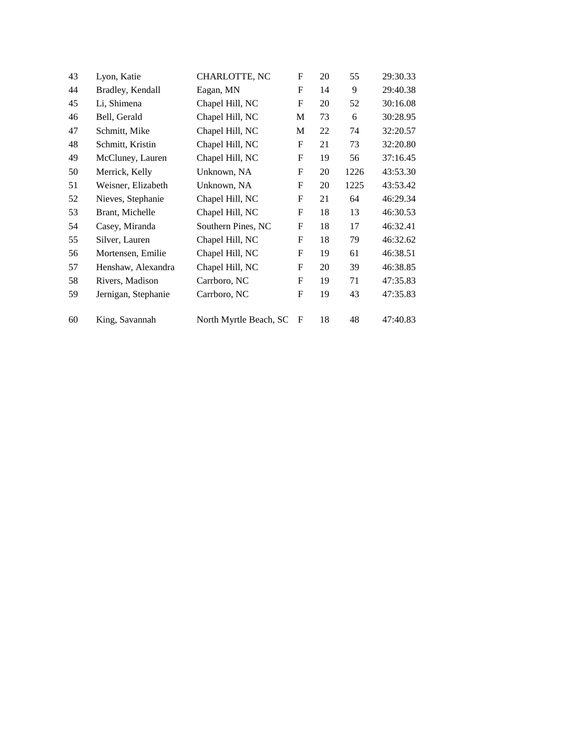| | | | | | | |
|---|---|---|---|---|---|---|
| 43 | Lyon, Katie | CHARLOTTE, NC | F | 20 | 55 | 29:30.33 |
| 44 | Bradley, Kendall | Eagan, MN | F | 14 | 9 | 29:40.38 |
| 45 | Li, Shimena | Chapel Hill, NC | F | 20 | 52 | 30:16.08 |
| 46 | Bell, Gerald | Chapel Hill, NC | M | 73 | 6 | 30:28.95 |
| 47 | Schmitt, Mike | Chapel Hill, NC | M | 22 | 74 | 32:20.57 |
| 48 | Schmitt, Kristin | Chapel Hill, NC | F | 21 | 73 | 32:20.80 |
| 49 | McCluney, Lauren | Chapel Hill, NC | F | 19 | 56 | 37:16.45 |
| 50 | Merrick, Kelly | Unknown, NA | F | 20 | 1226 | 43:53.30 |
| 51 | Weisner, Elizabeth | Unknown, NA | F | 20 | 1225 | 43:53.42 |
| 52 | Nieves, Stephanie | Chapel Hill, NC | F | 21 | 64 | 46:29.34 |
| 53 | Brant, Michelle | Chapel Hill, NC | F | 18 | 13 | 46:30.53 |
| 54 | Casey, Miranda | Southern Pines, NC | F | 18 | 17 | 46:32.41 |
| 55 | Silver, Lauren | Chapel Hill, NC | F | 18 | 79 | 46:32.62 |
| 56 | Mortensen, Emilie | Chapel Hill, NC | F | 19 | 61 | 46:38.51 |
| 57 | Henshaw, Alexandra | Chapel Hill, NC | F | 20 | 39 | 46:38.85 |
| 58 | Rivers, Madison | Carrboro, NC | F | 19 | 71 | 47:35.83 |
| 59 | Jernigan, Stephanie | Carrboro, NC | F | 19 | 43 | 47:35.83 |
| 60 | King, Savannah | North Myrtle Beach, SC | F | 18 | 48 | 47:40.83 |